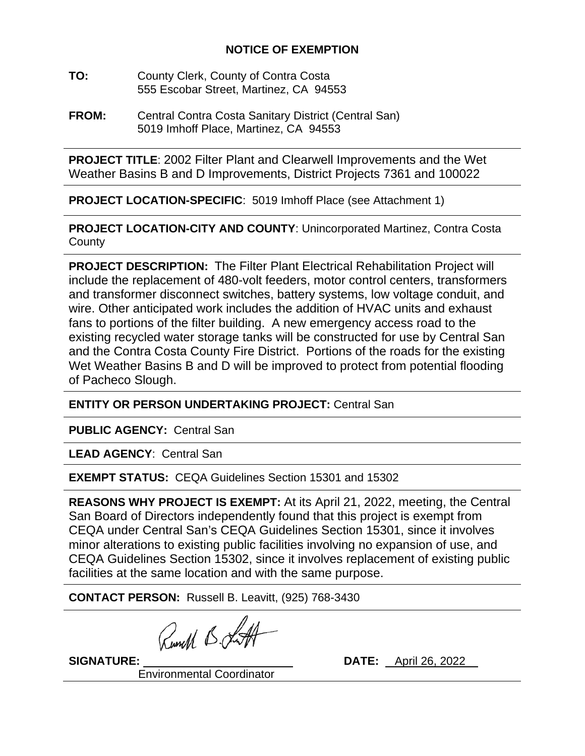# NOTICE OF EXEMPTION

**TO:** County Clerk, County of Contra Costa
555 Escobar Street, Martinez, CA 94553

**FROM:** Central Contra Costa Sanitary District (Central San)
5019 Imhoff Place, Martinez, CA 94553

---

**PROJECT TITLE**: 2002 Filter Plant and Clearwell Improvements and the Wet Weather Basins B and D Improvements, District Projects 7361 and 100022

---

**PROJECT LOCATION-SPECIFIC**: 5019 Imhoff Place (see Attachment 1)

---

**PROJECT LOCATION-CITY AND COUNTY**: Unincorporated Martinez, Contra Costa County

---

**PROJECT DESCRIPTION:** The Filter Plant Electrical Rehabilitation Project will include the replacement of 480-volt feeders, motor control centers, transformers and transformer disconnect switches, battery systems, low voltage conduit, and wire. Other anticipated work includes the addition of HVAC units and exhaust fans to portions of the filter building. A new emergency access road to the existing recycled water storage tanks will be constructed for use by Central San and the Contra Costa County Fire District. Portions of the roads for the existing Wet Weather Basins B and D will be improved to protect from potential flooding of Pacheco Slough.

---

**ENTITY OR PERSON UNDERTAKING PROJECT:** Central San

---

**PUBLIC AGENCY:** Central San

---

**LEAD AGENCY**: Central San

---

**EXEMPT STATUS:** CEQA Guidelines Section 15301 and 15302

---

**REASONS WHY PROJECT IS EXEMPT:** At its April 21, 2022, meeting, the Central San Board of Directors independently found that this project is exempt from CEQA under Central San's CEQA Guidelines Section 15301, since it involves minor alterations to existing public facilities involving no expansion of use, and CEQA Guidelines Section 15302, since it involves replacement of existing public facilities at the same location and with the same purpose.

---

**CONTACT PERSON:** Russell B. Leavitt, (925) 768-3430

---

**SIGNATURE:** Russell B. Leavitt
Environmental Coordinator

**DATE:** April 26, 2022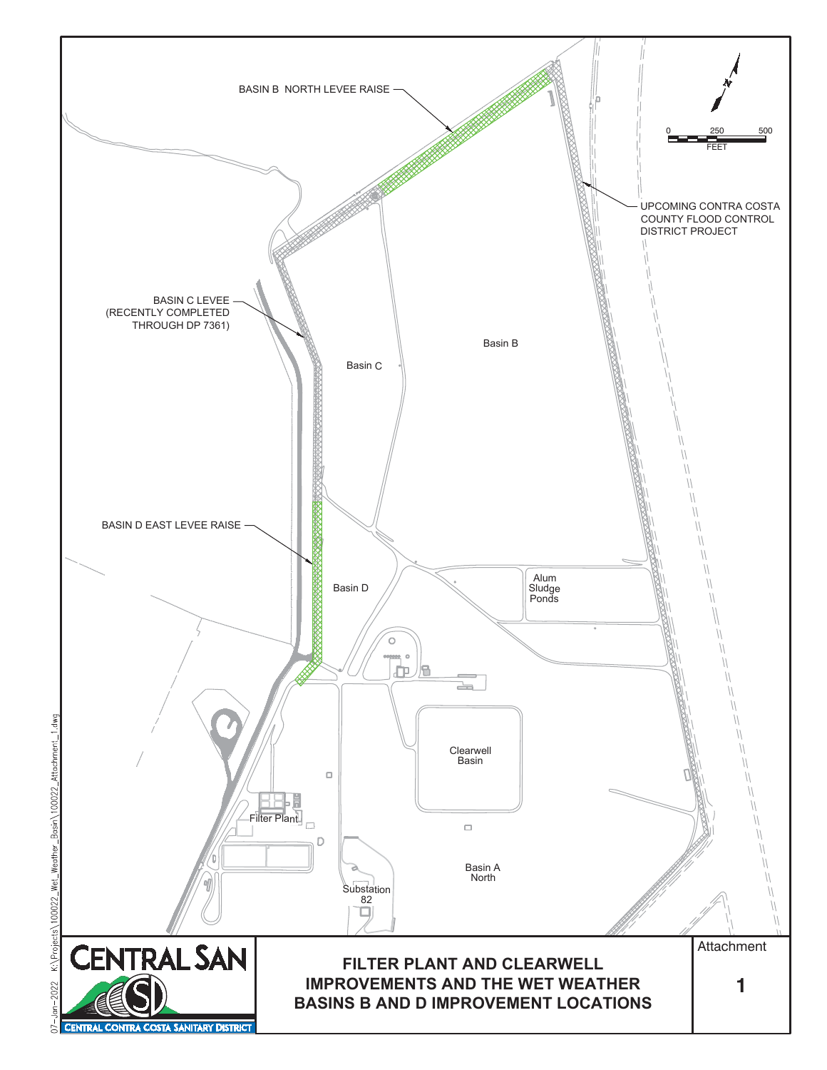BASIN B NORTH LEVEE RAISE

UPCOMING CONTRA COSTA COUNTY FLOOD CONTROL DISTRICT PROJECT

0 250 500
FEET

BASIN C LEVEE (RECENTLY COMPLETED THROUGH DP 7361)

Basin B

Basin C

BASIN D EAST LEVEE RAISE

Basin D

Alum Sludge Ponds

Clearwell Basin

Filter Plant

Basin A North

Substation 82

CENTRAL SAN
CENTRAL CONTRA COSTA SANITARY DISTRICT

# FILTER PLANT AND CLEARWELL IMPROVEMENTS AND THE WET WEATHER BASINS B AND D IMPROVEMENT LOCATIONS

Attachment

**1**

07-Jan-2022 K:\Projects\100022_Wet_Weather_Basin\100022_Attachment_1.dwg